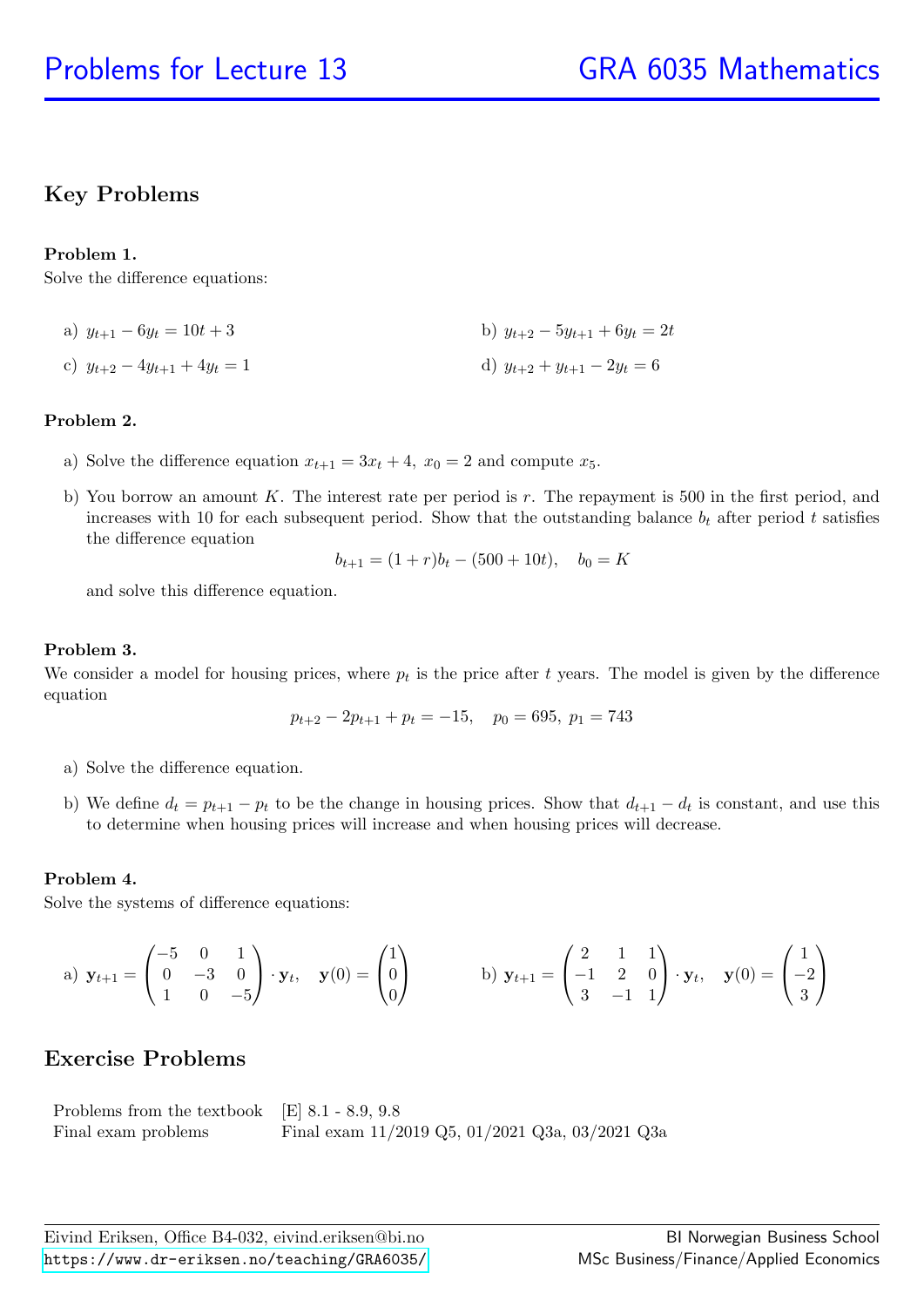## Key Problems

**Problem 1.**
Solve the difference equations:

a) $y_{t+1} - 6y_t = 10t + 3$

b) $y_{t+2} - 5y_{t+1} + 6y_t = 2t$

c) $y_{t+2} - 4y_{t+1} + 4y_t = 1$

d) $y_{t+2} + y_{t+1} - 2y_t = 6$

**Problem 2.**

a) Solve the difference equation $x_{t+1} = 3x_t + 4$, $x_0 = 2$ and compute $x_5$.

b) You borrow an amount $K$. The interest rate per period is $r$. The repayment is 500 in the first period, and increases with 10 for each subsequent period. Show that the outstanding balance $b_t$ after period $t$ satisfies the difference equation

$$b_{t+1} = (1+r)b_t - (500 + 10t), \quad b_0 = K$$

and solve this difference equation.

**Problem 3.**
We consider a model for housing prices, where $p_t$ is the price after $t$ years. The model is given by the difference equation

$$p_{t+2} - 2p_{t+1} + p_t = -15, \quad p_0 = 695,\ p_1 = 743$$

a) Solve the difference equation.

b) We define $d_t = p_{t+1} - p_t$ to be the change in housing prices. Show that $d_{t+1} - d_t$ is constant, and use this to determine when housing prices will increase and when housing prices will decrease.

**Problem 4.**
Solve the systems of difference equations:

a) $\mathbf{y}_{t+1} = \begin{pmatrix} -5 & 0 & 1 \\ 0 & -3 & 0 \\ 1 & 0 & -5 \end{pmatrix} \cdot \mathbf{y}_t, \quad \mathbf{y}(0) = \begin{pmatrix} 1 \\ 0 \\ 0 \end{pmatrix}$

b) $\mathbf{y}_{t+1} = \begin{pmatrix} 2 & 1 & 1 \\ -1 & 2 & 0 \\ 3 & -1 & 1 \end{pmatrix} \cdot \mathbf{y}_t, \quad \mathbf{y}(0) = \begin{pmatrix} 1 \\ -2 \\ 3 \end{pmatrix}$

## Exercise Problems

| | |
|---|---|
| Problems from the textbook | [E] 8.1 - 8.9, 9.8 |
| Final exam problems | Final exam 11/2019 Q5, 01/2021 Q3a, 03/2021 Q3a |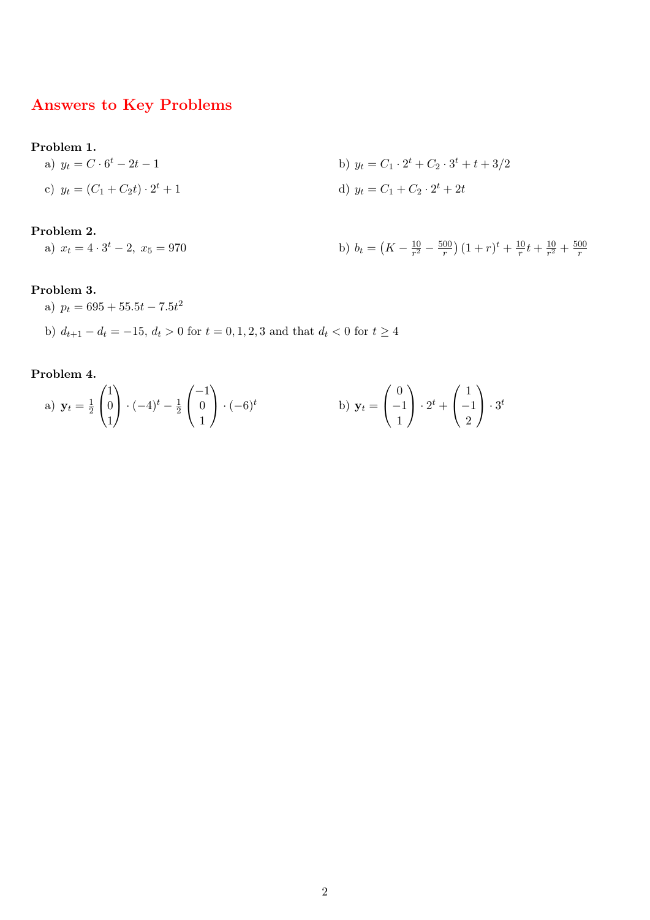## Answers to Key Problems

**Problem 1.**

a) $y_t = C \cdot 6^t - 2t - 1$

b) $y_t = C_1 \cdot 2^t + C_2 \cdot 3^t + t + 3/2$

c) $y_t = (C_1 + C_2 t) \cdot 2^t + 1$

d) $y_t = C_1 + C_2 \cdot 2^t + 2t$

**Problem 2.**

a) $x_t = 4 \cdot 3^t - 2,\ x_5 = 970$

b) $b_t = \left(K - \frac{10}{r^2} - \frac{500}{r}\right)(1+r)^t + \frac{10}{r}t + \frac{10}{r^2} + \frac{500}{r}$

**Problem 3.**

a) $p_t = 695 + 55.5t - 7.5t^2$

b) $d_{t+1} - d_t = -15$, $d_t > 0$ for $t = 0, 1, 2, 3$ and that $d_t < 0$ for $t \geq 4$

**Problem 4.**

a) $\mathbf{y}_t = \frac{1}{2}\begin{pmatrix} 1 \\ 0 \\ 1 \end{pmatrix} \cdot (-4)^t - \frac{1}{2}\begin{pmatrix} -1 \\ 0 \\ 1 \end{pmatrix} \cdot (-6)^t$

b) $\mathbf{y}_t = \begin{pmatrix} 0 \\ -1 \\ 1 \end{pmatrix} \cdot 2^t + \begin{pmatrix} 1 \\ -1 \\ 2 \end{pmatrix} \cdot 3^t$